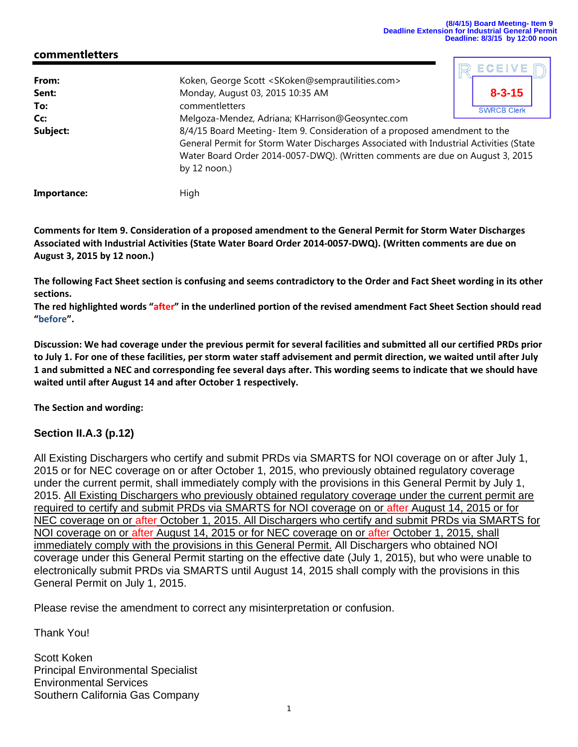(8/4/15) Board Meeting- Item 9
Deadline Extension for Industrial General Permit
Deadline: 8/3/15 by 12:00 noon

## commentletters

RECEIVED
8-3-15
SWRCB Clerk

| | |
|---|---|
| **From:** | Koken, George Scott <SKoken@semprautilities.com> |
| **Sent:** | Monday, August 03, 2015 10:35 AM |
| **To:** | commentletters |
| **Cc:** | Melgoza-Mendez, Adriana; KHarrison@Geosyntec.com |
| **Subject:** | 8/4/15 Board Meeting- Item 9. Consideration of a proposed amendment to the General Permit for Storm Water Discharges Associated with Industrial Activities (State Water Board Order 2014-0057-DWQ). (Written comments are due on August 3, 2015 by 12 noon.) |
| **Importance:** | High |

**Comments for Item 9. Consideration of a proposed amendment to the General Permit for Storm Water Discharges Associated with Industrial Activities (State Water Board Order 2014-0057-DWQ). (Written comments are due on August 3, 2015 by 12 noon.)**

**The following Fact Sheet section is confusing and seems contradictory to the Order and Fact Sheet wording in its other sections.**
**The red highlighted words "after" in the underlined portion of the revised amendment Fact Sheet Section should read "before".**

**Discussion: We had coverage under the previous permit for several facilities and submitted all our certified PRDs prior to July 1. For one of these facilities, per storm water staff advisement and permit direction, we waited until after July 1 and submitted a NEC and corresponding fee several days after. This wording seems to indicate that we should have waited until after August 14 and after October 1 respectively.**

**The Section and wording:**

### Section II.A.3 (p.12)

All Existing Dischargers who certify and submit PRDs via SMARTS for NOI coverage on or after July 1, 2015 or for NEC coverage on or after October 1, 2015, who previously obtained regulatory coverage under the current permit, shall immediately comply with the provisions in this General Permit by July 1, 2015. <u>All Existing Dischargers who previously obtained regulatory coverage under the current permit are required to certify and submit PRDs via SMARTS for NOI coverage on or after August 14, 2015 or for NEC coverage on or after October 1, 2015. All Dischargers who certify and submit PRDs via SMARTS for NOI coverage on or after August 14, 2015 or for NEC coverage on or after October 1, 2015, shall immediately comply with the provisions in this General Permit.</u> All Dischargers who obtained NOI coverage under this General Permit starting on the effective date (July 1, 2015), but who were unable to electronically submit PRDs via SMARTS until August 14, 2015 shall comply with the provisions in this General Permit on July 1, 2015.

Please revise the amendment to correct any misinterpretation or confusion.

Thank You!

Scott Koken
Principal Environmental Specialist
Environmental Services
Southern California Gas Company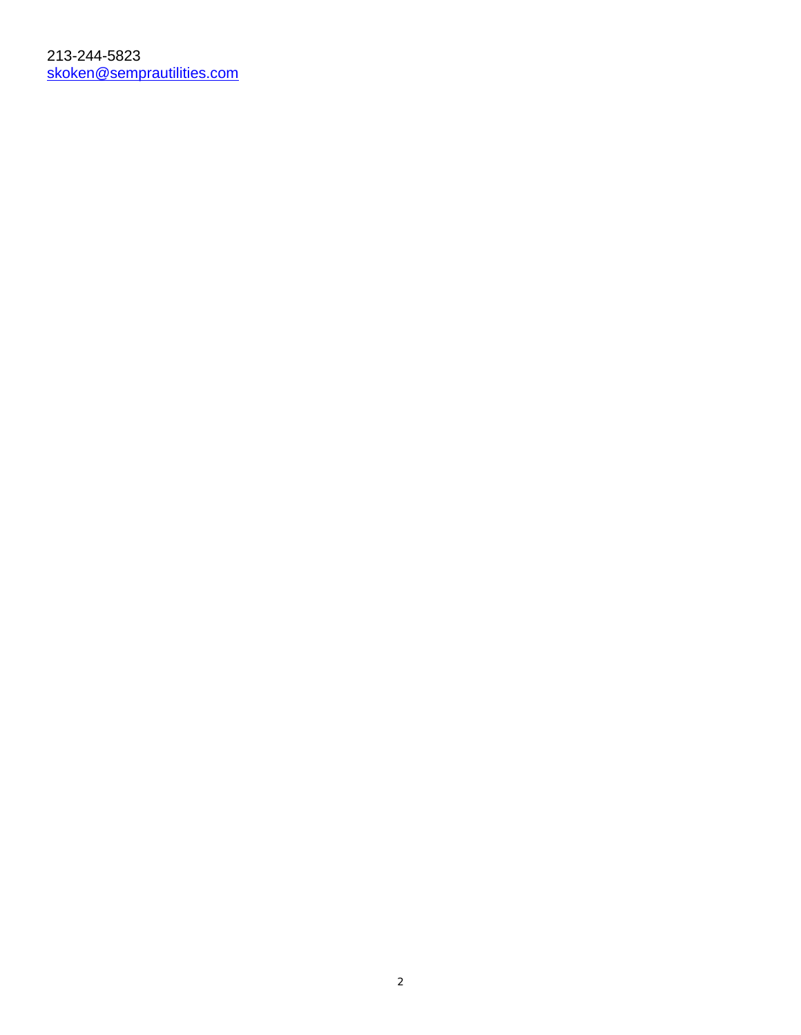213-244-5823
skoken@sempraut ilities.com

213-244-5823
skoken@semprautilities.com